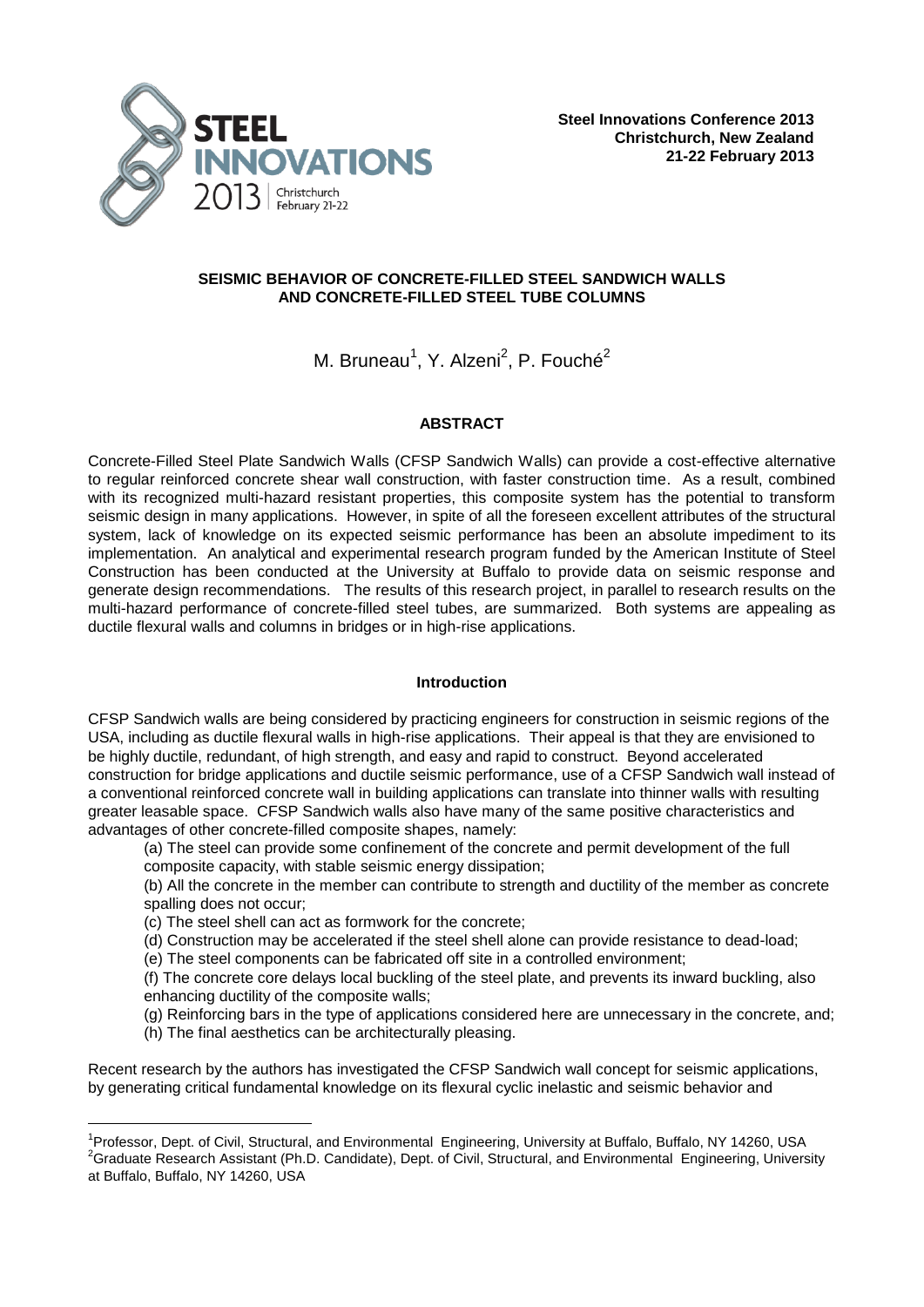Steel Innovations Conference 2013
Christchurch, New Zealand
21-22 February 2013

# SEISMIC BEHAVIOR OF CONCRETE-FILLED STEEL SANDWICH WALLS AND CONCRETE-FILLED STEEL TUBE COLUMNS

M. Bruneau[1], Y. Alzeni[2], P. Fouché[2]

## ABSTRACT

Concrete-Filled Steel Plate Sandwich Walls (CFSP Sandwich Walls) can provide a cost-effective alternative to regular reinforced concrete shear wall construction, with faster construction time. As a result, combined with its recognized multi-hazard resistant properties, this composite system has the potential to transform seismic design in many applications. However, in spite of all the foreseen excellent attributes of the structural system, lack of knowledge on its expected seismic performance has been an absolute impediment to its implementation. An analytical and experimental research program funded by the American Institute of Steel Construction has been conducted at the University at Buffalo to provide data on seismic response and generate design recommendations. The results of this research project, in parallel to research results on the multi-hazard performance of concrete-filled steel tubes, are summarized. Both systems are appealing as ductile flexural walls and columns in bridges or in high-rise applications.

## Introduction

CFSP Sandwich walls are being considered by practicing engineers for construction in seismic regions of the USA, including as ductile flexural walls in high-rise applications. Their appeal is that they are envisioned to be highly ductile, redundant, of high strength, and easy and rapid to construct. Beyond accelerated construction for bridge applications and ductile seismic performance, use of a CFSP Sandwich wall instead of a conventional reinforced concrete wall in building applications can translate into thinner walls with resulting greater leasable space. CFSP Sandwich walls also have many of the same positive characteristics and advantages of other concrete-filled composite shapes, namely:

(a) The steel can provide some confinement of the concrete and permit development of the full composite capacity, with stable seismic energy dissipation;

(b) All the concrete in the member can contribute to strength and ductility of the member as concrete spalling does not occur;

(c) The steel shell can act as formwork for the concrete;

(d) Construction may be accelerated if the steel shell alone can provide resistance to dead-load;

(e) The steel components can be fabricated off site in a controlled environment;

(f) The concrete core delays local buckling of the steel plate, and prevents its inward buckling, also enhancing ductility of the composite walls;

(g) Reinforcing bars in the type of applications considered here are unnecessary in the concrete, and;

(h) The final aesthetics can be architecturally pleasing.

Recent research by the authors has investigated the CFSP Sandwich wall concept for seismic applications, by generating critical fundamental knowledge on its flexural cyclic inelastic and seismic behavior and

---

[1]Professor, Dept. of Civil, Structural, and Environmental Engineering, University at Buffalo, Buffalo, NY 14260, USA

[2]Graduate Research Assistant (Ph.D. Candidate), Dept. of Civil, Structural, and Environmental Engineering, University at Buffalo, Buffalo, NY 14260, USA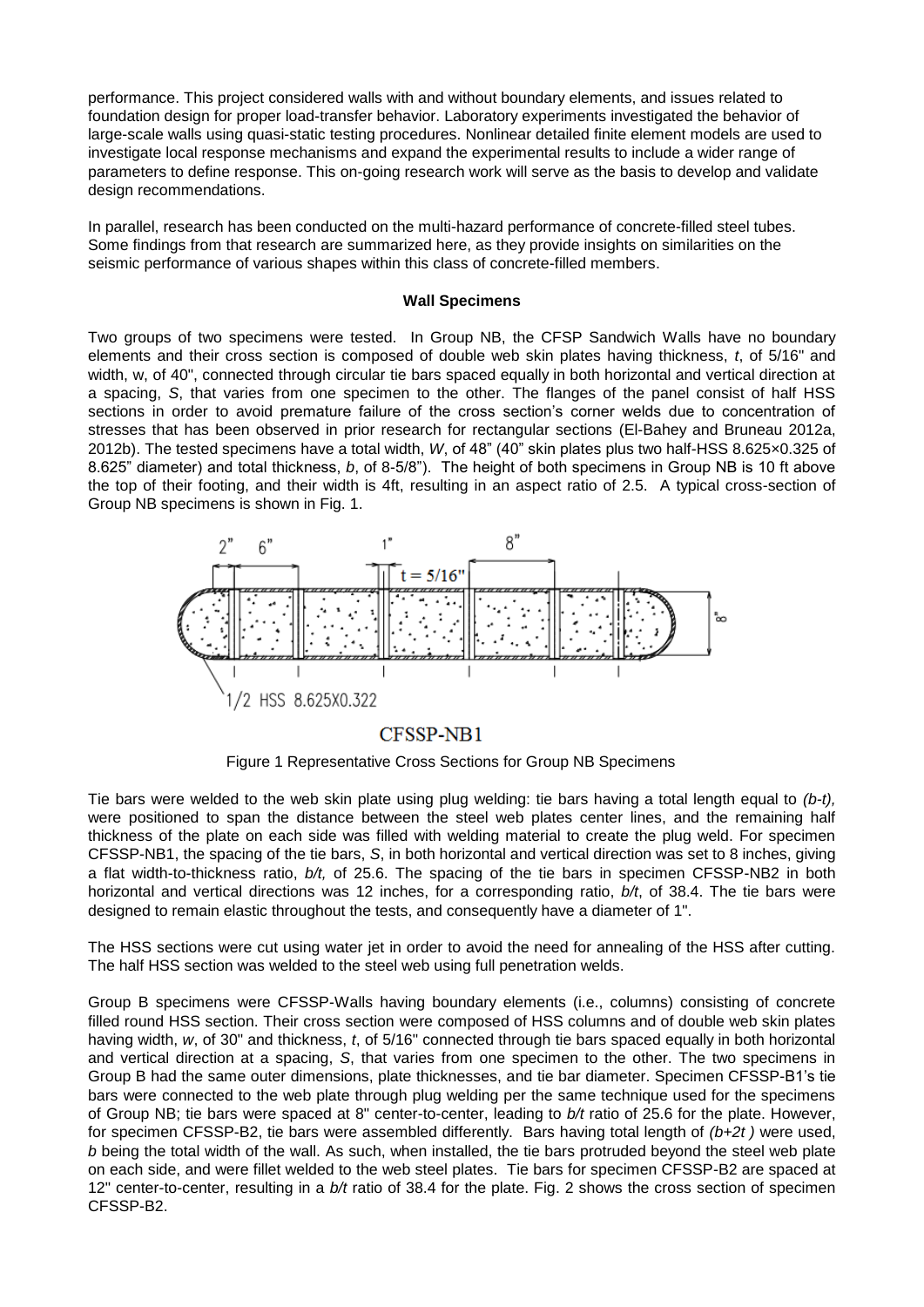performance. This project considered walls with and without boundary elements, and issues related to foundation design for proper load-transfer behavior. Laboratory experiments investigated the behavior of large-scale walls using quasi-static testing procedures. Nonlinear detailed finite element models are used to investigate local response mechanisms and expand the experimental results to include a wider range of parameters to define response. This on-going research work will serve as the basis to develop and validate design recommendations.

In parallel, research has been conducted on the multi-hazard performance of concrete-filled steel tubes. Some findings from that research are summarized here, as they provide insights on similarities on the seismic performance of various shapes within this class of concrete-filled members.

### Wall Specimens

Two groups of two specimens were tested. In Group NB, the CFSP Sandwich Walls have no boundary elements and their cross section is composed of double web skin plates having thickness, *t*, of 5/16" and width, w, of 40", connected through circular tie bars spaced equally in both horizontal and vertical direction at a spacing, *S*, that varies from one specimen to the other. The flanges of the panel consist of half HSS sections in order to avoid premature failure of the cross section's corner welds due to concentration of stresses that has been observed in prior research for rectangular sections (El-Bahey and Bruneau 2012a, 2012b). The tested specimens have a total width, *W*, of 48" (40" skin plates plus two half-HSS 8.625×0.325 of 8.625" diameter) and total thickness, *b*, of 8-5/8"). The height of both specimens in Group NB is 10 ft above the top of their footing, and their width is 4ft, resulting in an aspect ratio of 2.5. A typical cross-section of Group NB specimens is shown in Fig. 1.

2" 6" 1" 8" t = 5/16" 8"

1/2 HSS 8.625X0.322

CFSSP-NB1

Figure 1 Representative Cross Sections for Group NB Specimens

Tie bars were welded to the web skin plate using plug welding: tie bars having a total length equal to *(b-t),* were positioned to span the distance between the steel web plates center lines, and the remaining half thickness of the plate on each side was filled with welding material to create the plug weld. For specimen CFSSP-NB1, the spacing of the tie bars, *S*, in both horizontal and vertical direction was set to 8 inches, giving a flat width-to-thickness ratio, *b/t,* of 25.6. The spacing of the tie bars in specimen CFSSP-NB2 in both horizontal and vertical directions was 12 inches, for a corresponding ratio, *b/t*, of 38.4. The tie bars were designed to remain elastic throughout the tests, and consequently have a diameter of 1".

The HSS sections were cut using water jet in order to avoid the need for annealing of the HSS after cutting. The half HSS section was welded to the steel web using full penetration welds.

Group B specimens were CFSSP-Walls having boundary elements (i.e., columns) consisting of concrete filled round HSS section. Their cross section were composed of HSS columns and of double web skin plates having width, *w*, of 30" and thickness, *t*, of 5/16" connected through tie bars spaced equally in both horizontal and vertical direction at a spacing, *S*, that varies from one specimen to the other. The two specimens in Group B had the same outer dimensions, plate thicknesses, and tie bar diameter. Specimen CFSSP-B1's tie bars were connected to the web plate through plug welding per the same technique used for the specimens of Group NB; tie bars were spaced at 8" center-to-center, leading to *b/t* ratio of 25.6 for the plate. However, for specimen CFSSP-B2, tie bars were assembled differently. Bars having total length of *(b+2t )* were used, *b* being the total width of the wall. As such, when installed, the tie bars protruded beyond the steel web plate on each side, and were fillet welded to the web steel plates. Tie bars for specimen CFSSP-B2 are spaced at 12" center-to-center, resulting in a *b/t* ratio of 38.4 for the plate. Fig. 2 shows the cross section of specimen CFSSP-B2.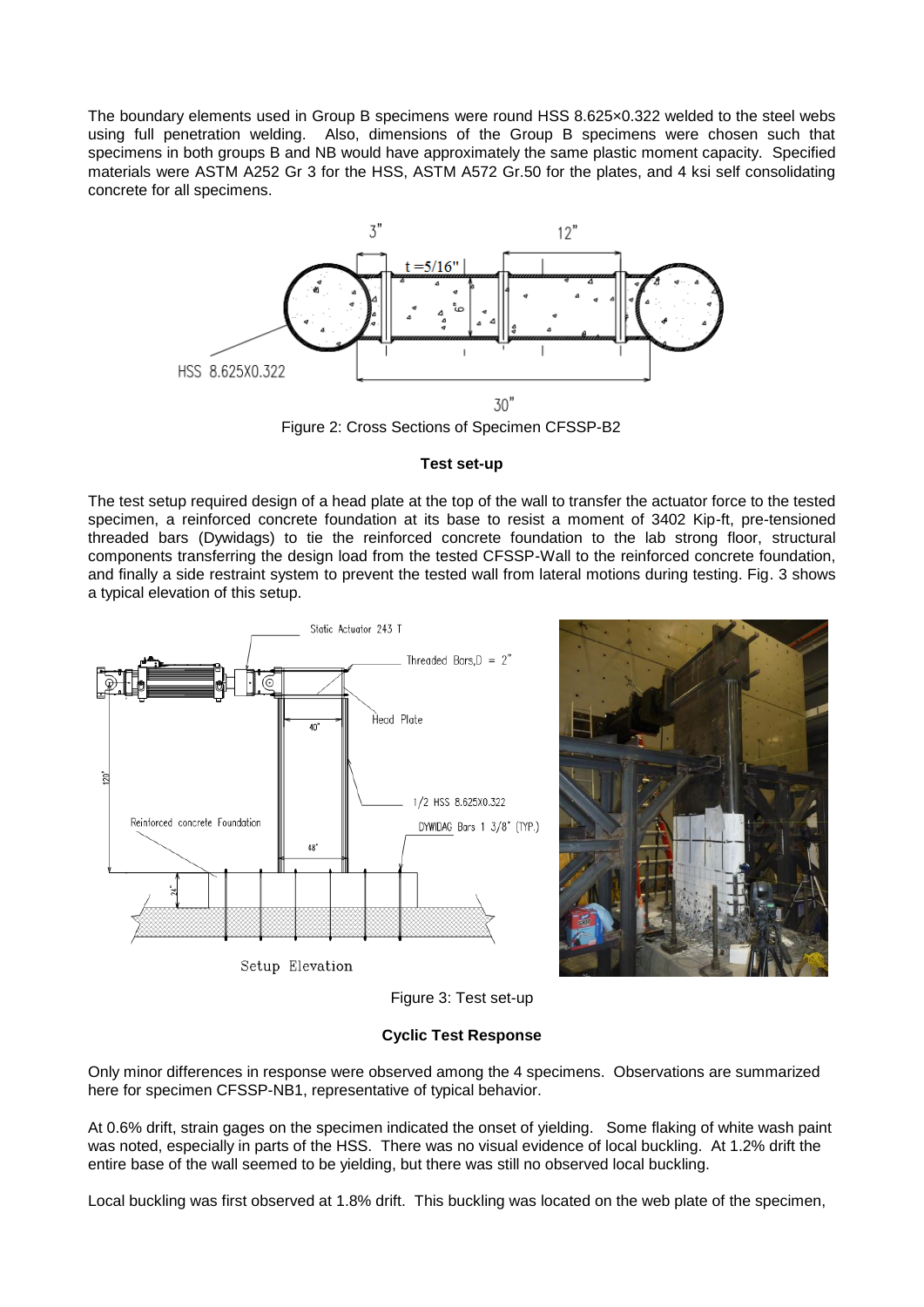The boundary elements used in Group B specimens were round HSS 8.625×0.322 welded to the steel webs using full penetration welding. Also, dimensions of the Group B specimens were chosen such that specimens in both groups B and NB would have approximately the same plastic moment capacity. Specified materials were ASTM A252 Gr 3 for the HSS, ASTM A572 Gr.50 for the plates, and 4 ksi self consolidating concrete for all specimens.

Figure 2: Cross Sections of Specimen CFSSP-B2

**Test set-up**

The test setup required design of a head plate at the top of the wall to transfer the actuator force to the tested specimen, a reinforced concrete foundation at its base to resist a moment of 3402 Kip-ft, pre-tensioned threaded bars (Dywidags) to tie the reinforced concrete foundation to the lab strong floor, structural components transferring the design load from the tested CFSSP-Wall to the reinforced concrete foundation, and finally a side restraint system to prevent the tested wall from lateral motions during testing. Fig. 3 shows a typical elevation of this setup.

Figure 3: Test set-up

**Cyclic Test Response**

Only minor differences in response were observed among the 4 specimens. Observations are summarized here for specimen CFSSP-NB1, representative of typical behavior.

At 0.6% drift, strain gages on the specimen indicated the onset of yielding. Some flaking of white wash paint was noted, especially in parts of the HSS. There was no visual evidence of local buckling. At 1.2% drift the entire base of the wall seemed to be yielding, but there was still no observed local buckling.

Local buckling was first observed at 1.8% drift. This buckling was located on the web plate of the specimen,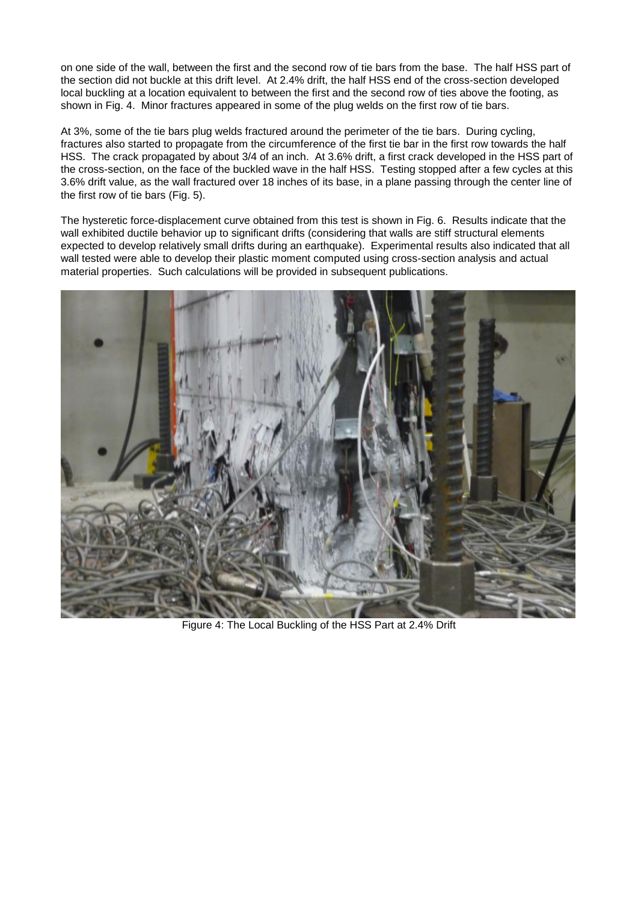on one side of the wall, between the first and the second row of tie bars from the base. The half HSS part of the section did not buckle at this drift level. At 2.4% drift, the half HSS end of the cross-section developed local buckling at a location equivalent to between the first and the second row of ties above the footing, as shown in Fig. 4. Minor fractures appeared in some of the plug welds on the first row of tie bars.

At 3%, some of the tie bars plug welds fractured around the perimeter of the tie bars. During cycling, fractures also started to propagate from the circumference of the first tie bar in the first row towards the half HSS. The crack propagated by about 3/4 of an inch. At 3.6% drift, a first crack developed in the HSS part of the cross-section, on the face of the buckled wave in the half HSS. Testing stopped after a few cycles at this 3.6% drift value, as the wall fractured over 18 inches of its base, in a plane passing through the center line of the first row of tie bars (Fig. 5).

The hysteretic force-displacement curve obtained from this test is shown in Fig. 6. Results indicate that the wall exhibited ductile behavior up to significant drifts (considering that walls are stiff structural elements expected to develop relatively small drifts during an earthquake). Experimental results also indicated that all wall tested were able to develop their plastic moment computed using cross-section analysis and actual material properties. Such calculations will be provided in subsequent publications.

Figure 4: The Local Buckling of the HSS Part at 2.4% Drift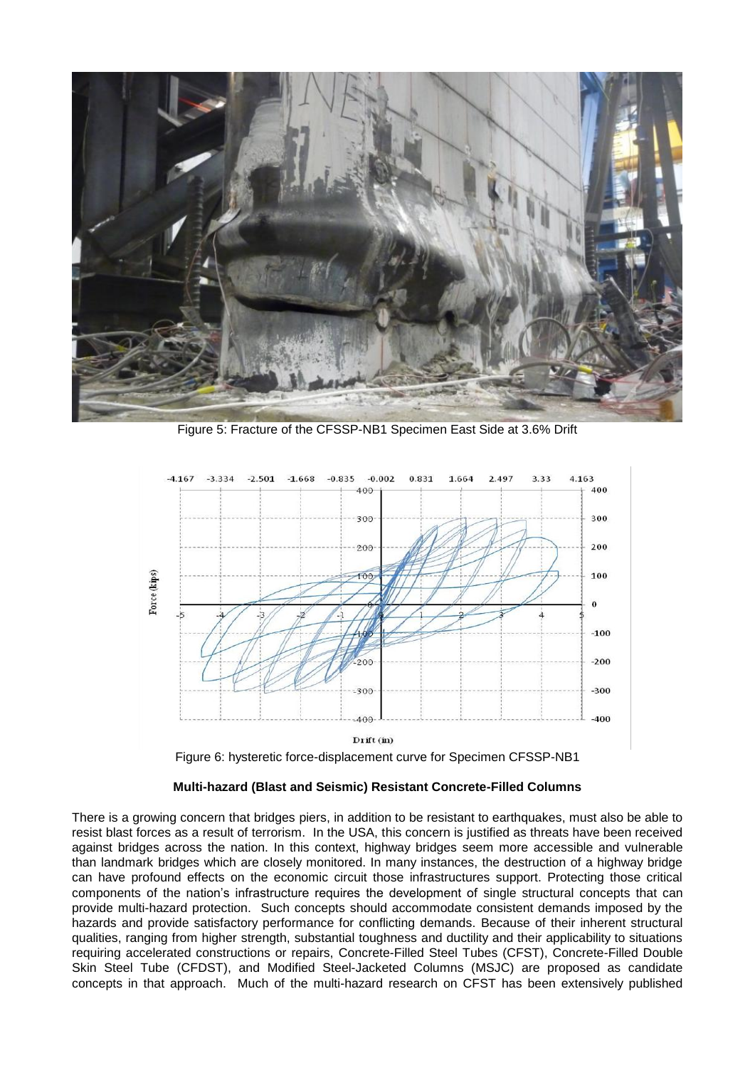Figure 5: Fracture of the CFSSP-NB1 Specimen East Side at 3.6% Drift

Figure 6: hysteretic force-displacement curve for Specimen CFSSP-NB1

**Multi-hazard (Blast and Seismic) Resistant Concrete-Filled Columns**

There is a growing concern that bridges piers, in addition to be resistant to earthquakes, must also be able to resist blast forces as a result of terrorism. In the USA, this concern is justified as threats have been received against bridges across the nation. In this context, highway bridges seem more accessible and vulnerable than landmark bridges which are closely monitored. In many instances, the destruction of a highway bridge can have profound effects on the economic circuit those infrastructures support. Protecting those critical components of the nation's infrastructure requires the development of single structural concepts that can provide multi-hazard protection. Such concepts should accommodate consistent demands imposed by the hazards and provide satisfactory performance for conflicting demands. Because of their inherent structural qualities, ranging from higher strength, substantial toughness and ductility and their applicability to situations requiring accelerated constructions or repairs, Concrete-Filled Steel Tubes (CFST), Concrete-Filled Double Skin Steel Tube (CFDST), and Modified Steel-Jacketed Columns (MSJC) are proposed as candidate concepts in that approach. Much of the multi-hazard research on CFST has been extensively published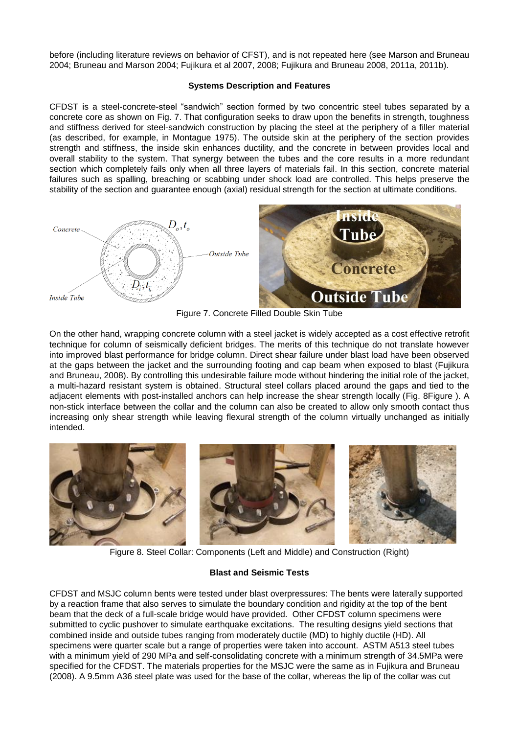before (including literature reviews on behavior of CFST), and is not repeated here (see Marson and Bruneau 2004; Bruneau and Marson 2004; Fujikura et al 2007, 2008; Fujikura and Bruneau 2008, 2011a, 2011b).

**Systems Description and Features**

CFDST is a steel-concrete-steel "sandwich" section formed by two concentric steel tubes separated by a concrete core as shown on Fig. 7. That configuration seeks to draw upon the benefits in strength, toughness and stiffness derived for steel-sandwich construction by placing the steel at the periphery of a filler material (as described, for example, in Montague 1975). The outside skin at the periphery of the section provides strength and stiffness, the inside skin enhances ductility, and the concrete in between provides local and overall stability to the system. That synergy between the tubes and the core results in a more redundant section which completely fails only when all three layers of materials fail. In this section, concrete material failures such as spalling, breaching or scabbing under shock load are controlled. This helps preserve the stability of the section and guarantee enough (axial) residual strength for the section at ultimate conditions.

Figure 7. Concrete Filled Double Skin Tube

On the other hand, wrapping concrete column with a steel jacket is widely accepted as a cost effective retrofit technique for column of seismically deficient bridges. The merits of this technique do not translate however into improved blast performance for bridge column. Direct shear failure under blast load have been observed at the gaps between the jacket and the surrounding footing and cap beam when exposed to blast (Fujikura and Bruneau, 2008). By controlling this undesirable failure mode without hindering the initial role of the jacket, a multi-hazard resistant system is obtained. Structural steel collars placed around the gaps and tied to the adjacent elements with post-installed anchors can help increase the shear strength locally (Fig. 8Figure ). A non-stick interface between the collar and the column can also be created to allow only smooth contact thus increasing only shear strength while leaving flexural strength of the column virtually unchanged as initially intended.

Figure 8. Steel Collar: Components (Left and Middle) and Construction (Right)

**Blast and Seismic Tests**

CFDST and MSJC column bents were tested under blast overpressures: The bents were laterally supported by a reaction frame that also serves to simulate the boundary condition and rigidity at the top of the bent beam that the deck of a full-scale bridge would have provided. Other CFDST column specimens were submitted to cyclic pushover to simulate earthquake excitations. The resulting designs yield sections that combined inside and outside tubes ranging from moderately ductile (MD) to highly ductile (HD). All specimens were quarter scale but a range of properties were taken into account. ASTM A513 steel tubes with a minimum yield of 290 MPa and self-consolidating concrete with a minimum strength of 34.5MPa were specified for the CFDST. The materials properties for the MSJC were the same as in Fujikura and Bruneau (2008). A 9.5mm A36 steel plate was used for the base of the collar, whereas the lip of the collar was cut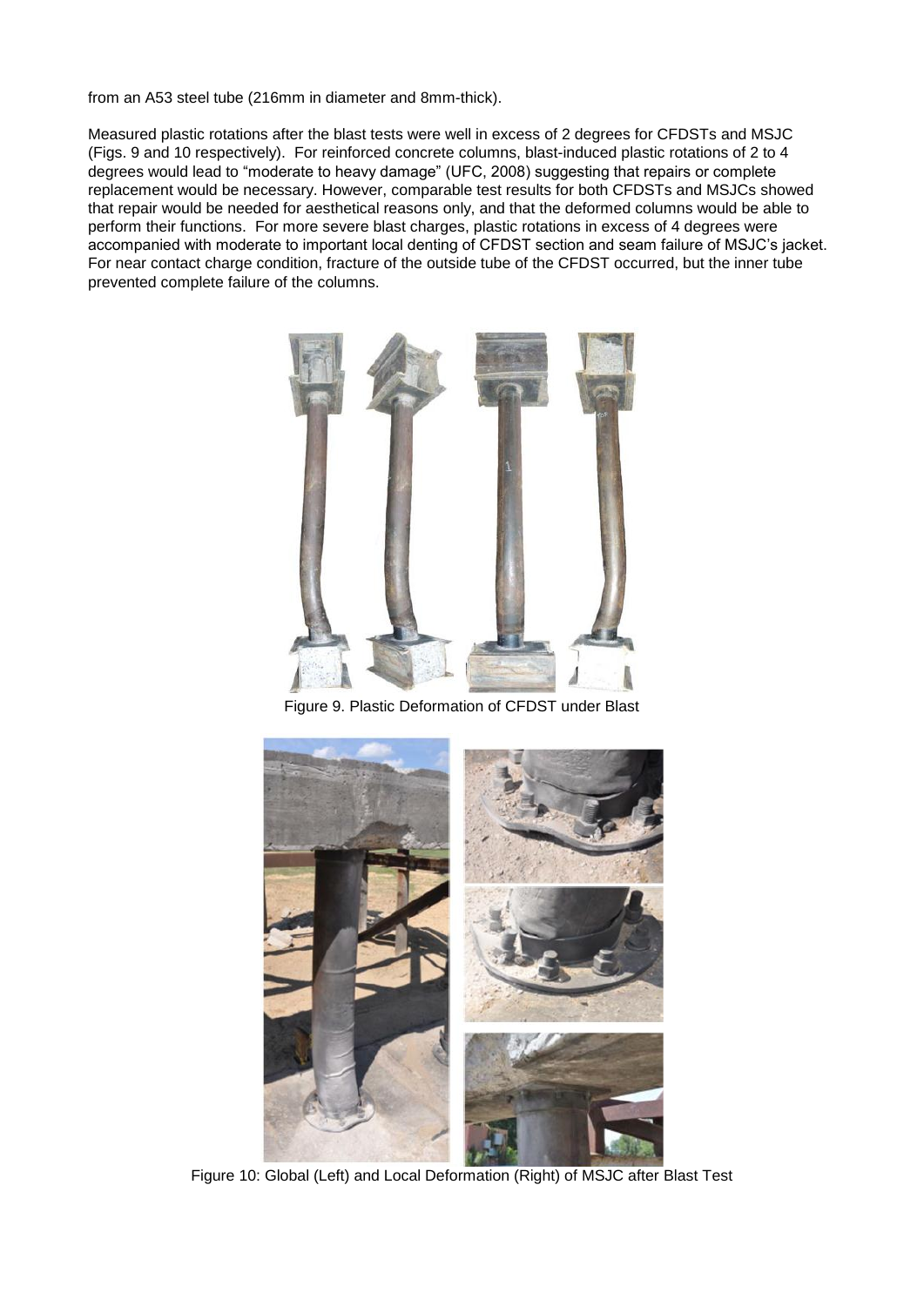from an A53 steel tube (216mm in diameter and 8mm-thick).

Measured plastic rotations after the blast tests were well in excess of 2 degrees for CFDSTs and MSJC (Figs. 9 and 10 respectively). For reinforced concrete columns, blast-induced plastic rotations of 2 to 4 degrees would lead to "moderate to heavy damage" (UFC, 2008) suggesting that repairs or complete replacement would be necessary. However, comparable test results for both CFDSTs and MSJCs showed that repair would be needed for aesthetical reasons only, and that the deformed columns would be able to perform their functions. For more severe blast charges, plastic rotations in excess of 4 degrees were accompanied with moderate to important local denting of CFDST section and seam failure of MSJC's jacket. For near contact charge condition, fracture of the outside tube of the CFDST occurred, but the inner tube prevented complete failure of the columns.

Figure 9. Plastic Deformation of CFDST under Blast

Figure 10: Global (Left) and Local Deformation (Right) of MSJC after Blast Test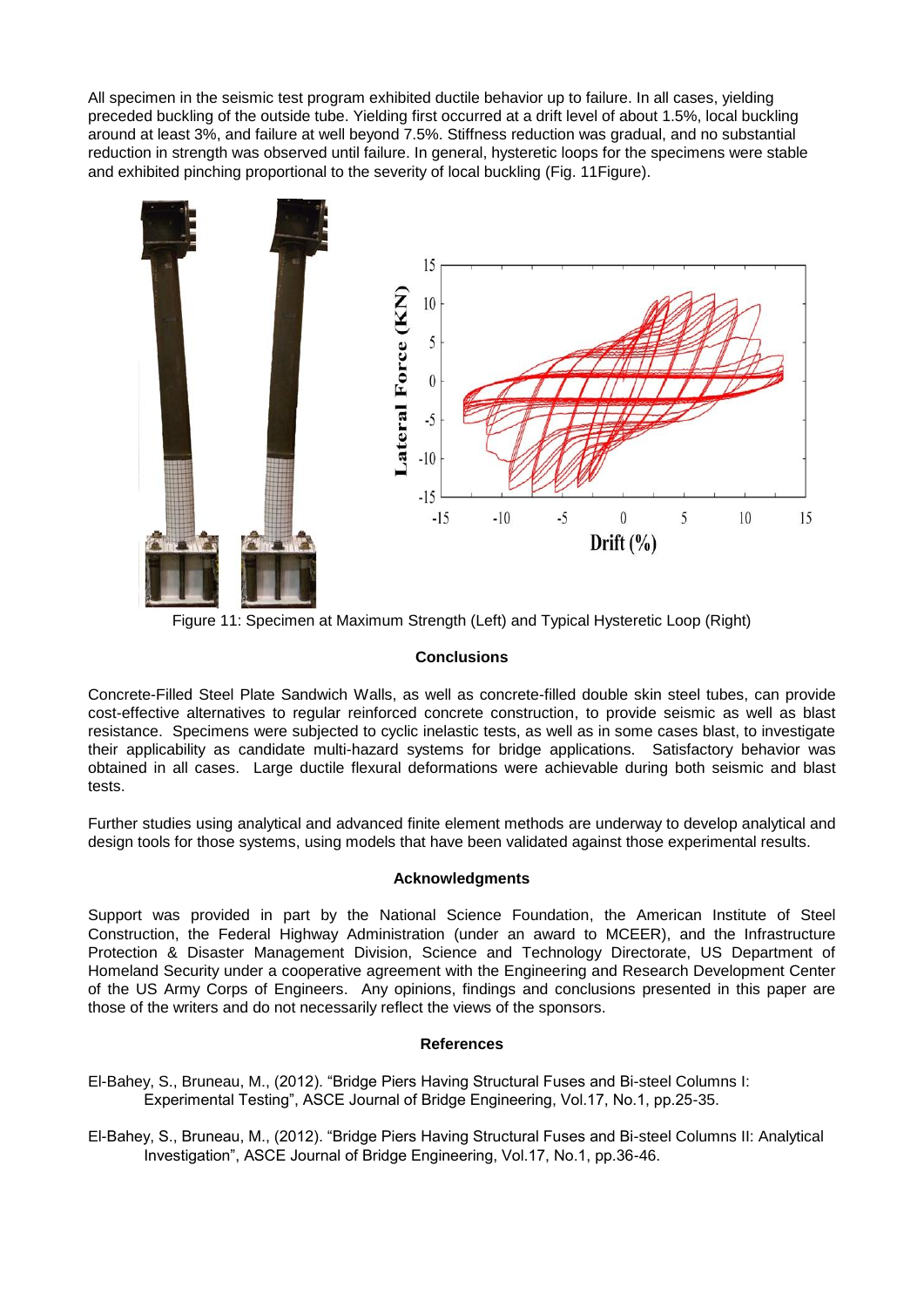All specimen in the seismic test program exhibited ductile behavior up to failure. In all cases, yielding preceded buckling of the outside tube. Yielding first occurred at a drift level of about 1.5%, local buckling around at least 3%, and failure at well beyond 7.5%. Stiffness reduction was gradual, and no substantial reduction in strength was observed until failure. In general, hysteretic loops for the specimens were stable and exhibited pinching proportional to the severity of local buckling (Fig. 11Figure).

Figure 11: Specimen at Maximum Strength (Left) and Typical Hysteretic Loop (Right)

## Conclusions

Concrete-Filled Steel Plate Sandwich Walls, as well as concrete-filled double skin steel tubes, can provide cost-effective alternatives to regular reinforced concrete construction, to provide seismic as well as blast resistance. Specimens were subjected to cyclic inelastic tests, as well as in some cases blast, to investigate their applicability as candidate multi-hazard systems for bridge applications. Satisfactory behavior was obtained in all cases. Large ductile flexural deformations were achievable during both seismic and blast tests.

Further studies using analytical and advanced finite element methods are underway to develop analytical and design tools for those systems, using models that have been validated against those experimental results.

## Acknowledgments

Support was provided in part by the National Science Foundation, the American Institute of Steel Construction, the Federal Highway Administration (under an award to MCEER), and the Infrastructure Protection & Disaster Management Division, Science and Technology Directorate, US Department of Homeland Security under a cooperative agreement with the Engineering and Research Development Center of the US Army Corps of Engineers. Any opinions, findings and conclusions presented in this paper are those of the writers and do not necessarily reflect the views of the sponsors.

## References

El-Bahey, S., Bruneau, M., (2012). "Bridge Piers Having Structural Fuses and Bi-steel Columns I: Experimental Testing", ASCE Journal of Bridge Engineering, Vol.17, No.1, pp.25-35.

El-Bahey, S., Bruneau, M., (2012). "Bridge Piers Having Structural Fuses and Bi-steel Columns II: Analytical Investigation", ASCE Journal of Bridge Engineering, Vol.17, No.1, pp.36-46.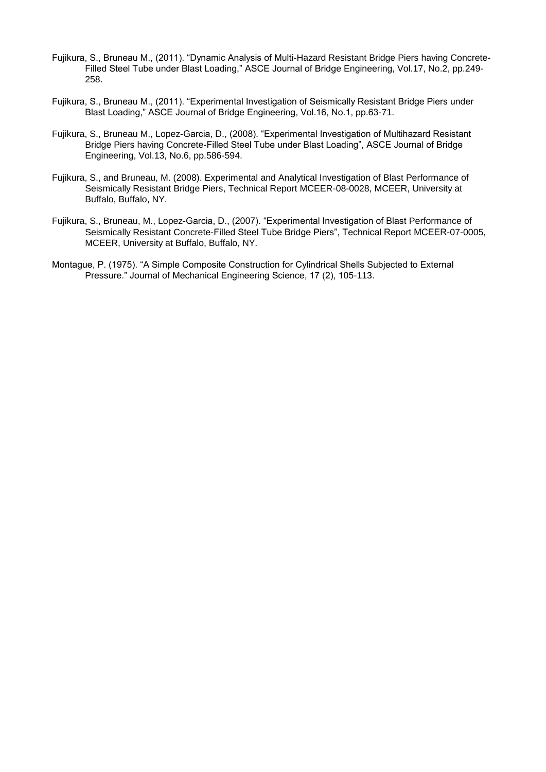Fujikura, S., Bruneau M., (2011). "Dynamic Analysis of Multi-Hazard Resistant Bridge Piers having Concrete-Filled Steel Tube under Blast Loading," ASCE Journal of Bridge Engineering, Vol.17, No.2, pp.249-258.

Fujikura, S., Bruneau M., (2011). "Experimental Investigation of Seismically Resistant Bridge Piers under Blast Loading," ASCE Journal of Bridge Engineering, Vol.16, No.1, pp.63-71.

Fujikura, S., Bruneau M., Lopez-Garcia, D., (2008). "Experimental Investigation of Multihazard Resistant Bridge Piers having Concrete-Filled Steel Tube under Blast Loading", ASCE Journal of Bridge Engineering, Vol.13, No.6, pp.586-594.

Fujikura, S., and Bruneau, M. (2008). Experimental and Analytical Investigation of Blast Performance of Seismically Resistant Bridge Piers, Technical Report MCEER-08-0028, MCEER, University at Buffalo, Buffalo, NY.

Fujikura, S., Bruneau, M., Lopez-Garcia, D., (2007). "Experimental Investigation of Blast Performance of Seismically Resistant Concrete-Filled Steel Tube Bridge Piers", Technical Report MCEER-07-0005, MCEER, University at Buffalo, Buffalo, NY.

Montague, P. (1975). "A Simple Composite Construction for Cylindrical Shells Subjected to External Pressure." Journal of Mechanical Engineering Science, 17 (2), 105-113.